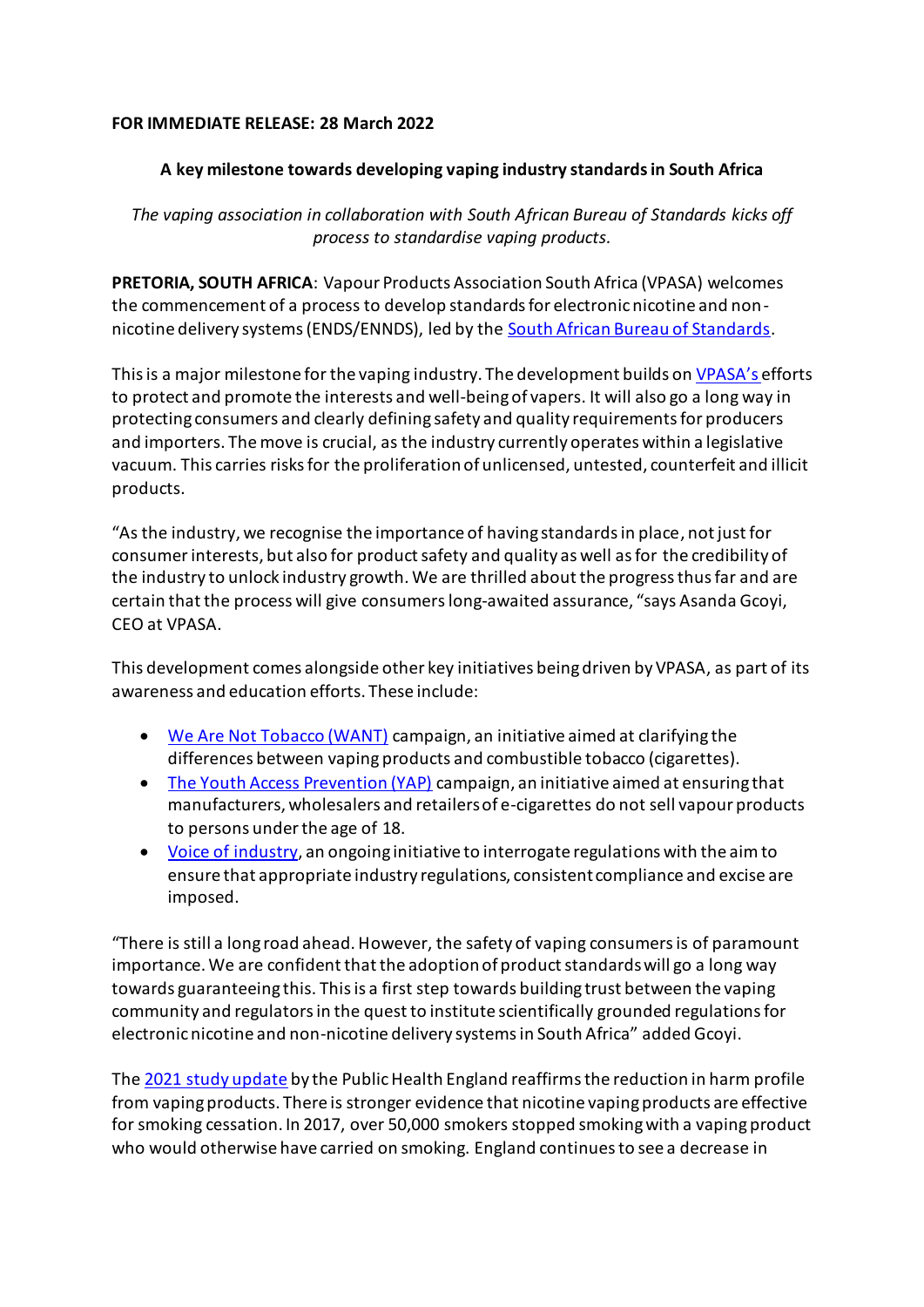**FOR IMMEDIATE RELEASE: 28 March 2022**

**A key milestone towards developing vaping industry standards in South Africa**

*The vaping association in collaboration with South African Bureau of Standards kicks off process to standardise vaping products.*

**PRETORIA, SOUTH AFRICA**: Vapour Products Association South Africa (VPASA) welcomes the commencement of a process to develop standards for electronic nicotine and non-nicotine delivery systems (ENDS/ENNDS), led by the South African Bureau of Standards.

This is a major milestone for the vaping industry. The development builds on VPASA's efforts to protect and promote the interests and well-being of vapers. It will also go a long way in protecting consumers and clearly defining safety and quality requirements for producers and importers. The move is crucial, as the industry currently operates within a legislative vacuum. This carries risks for the proliferation of unlicensed, untested, counterfeit and illicit products.

"As the industry, we recognise the importance of having standards in place, not just for consumer interests, but also for product safety and quality as well as for the credibility of the industry to unlock industry growth. We are thrilled about the progress thus far and are certain that the process will give consumers long-awaited assurance, "says Asanda Gcoyi, CEO at VPASA.

This development comes alongside other key initiatives being driven by VPASA, as part of its awareness and education efforts. These include:

- We Are Not Tobacco (WANT) campaign, an initiative aimed at clarifying the differences between vaping products and combustible tobacco (cigarettes).
- The Youth Access Prevention (YAP) campaign, an initiative aimed at ensuring that manufacturers, wholesalers and retailers of e-cigarettes do not sell vapour products to persons under the age of 18.
- Voice of industry, an ongoing initiative to interrogate regulations with the aim to ensure that appropriate industry regulations, consistent compliance and excise are imposed.

"There is still a long road ahead. However, the safety of vaping consumers is of paramount importance. We are confident that the adoption of product standards will go a long way towards guaranteeing this. This is a first step towards building trust between the vaping community and regulators in the quest to institute scientifically grounded regulations for electronic nicotine and non-nicotine delivery systems in South Africa" added Gcoyi.

The 2021 study update by the Public Health England reaffirms the reduction in harm profile from vaping products. There is stronger evidence that nicotine vaping products are effective for smoking cessation. In 2017, over 50,000 smokers stopped smoking with a vaping product who would otherwise have carried on smoking. England continues to see a decrease in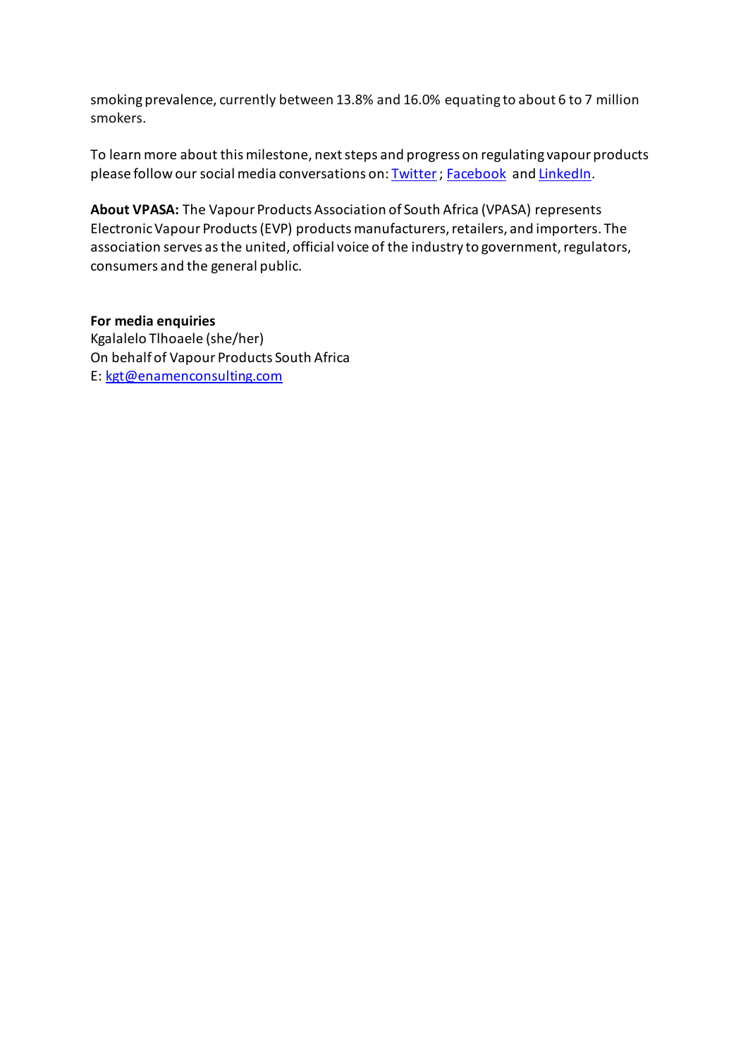smoking prevalence, currently between 13.8% and 16.0% equating to about 6 to 7 million smokers.

To learn more about this milestone, next steps and progress on regulating vapour products please follow our social media conversations on: Twitter ; Facebook and LinkedIn.

**About VPASA:** The Vapour Products Association of South Africa (VPASA) represents Electronic Vapour Products (EVP) products manufacturers, retailers, and importers. The association serves as the united, official voice of the industry to government, regulators, consumers and the general public.

**For media enquiries**
Kgalalelo Tlhoaele (she/her)
On behalf of Vapour Products South Africa
E: kgt@enamenconsulting.com